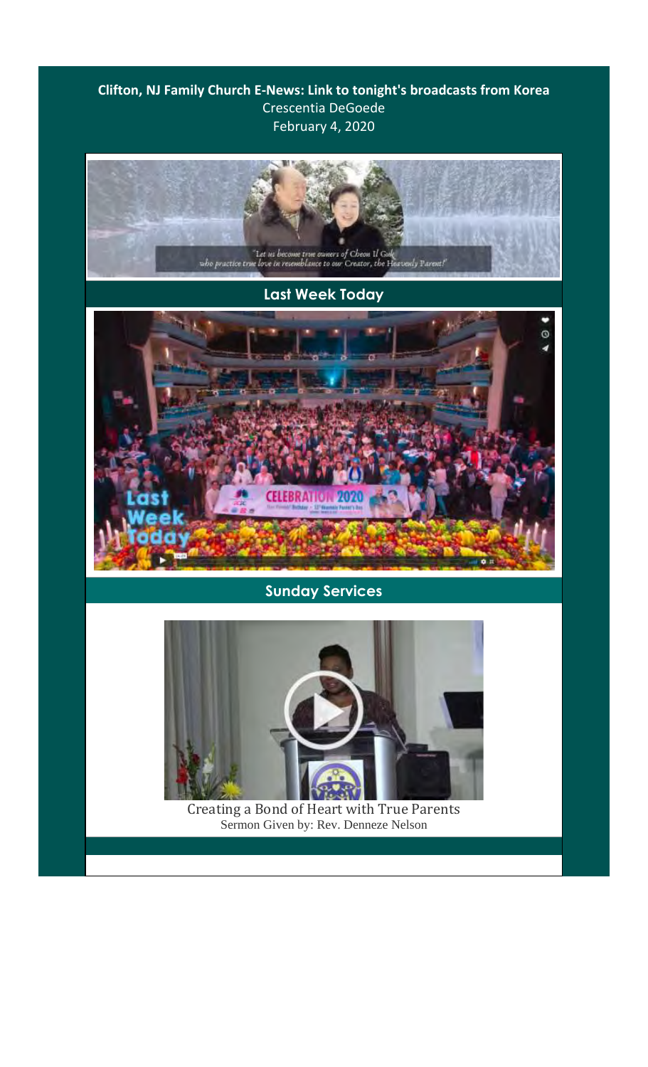**Clifton, NJ Family Church E-News: Link to tonight's broadcasts from Korea**

Crescentia DeGoede

February 4, 2020

## Last Week Today

## Sunday Services

Creating a Bond of Heart with True Parents

Sermon Given by: Rev. Denneze Nelson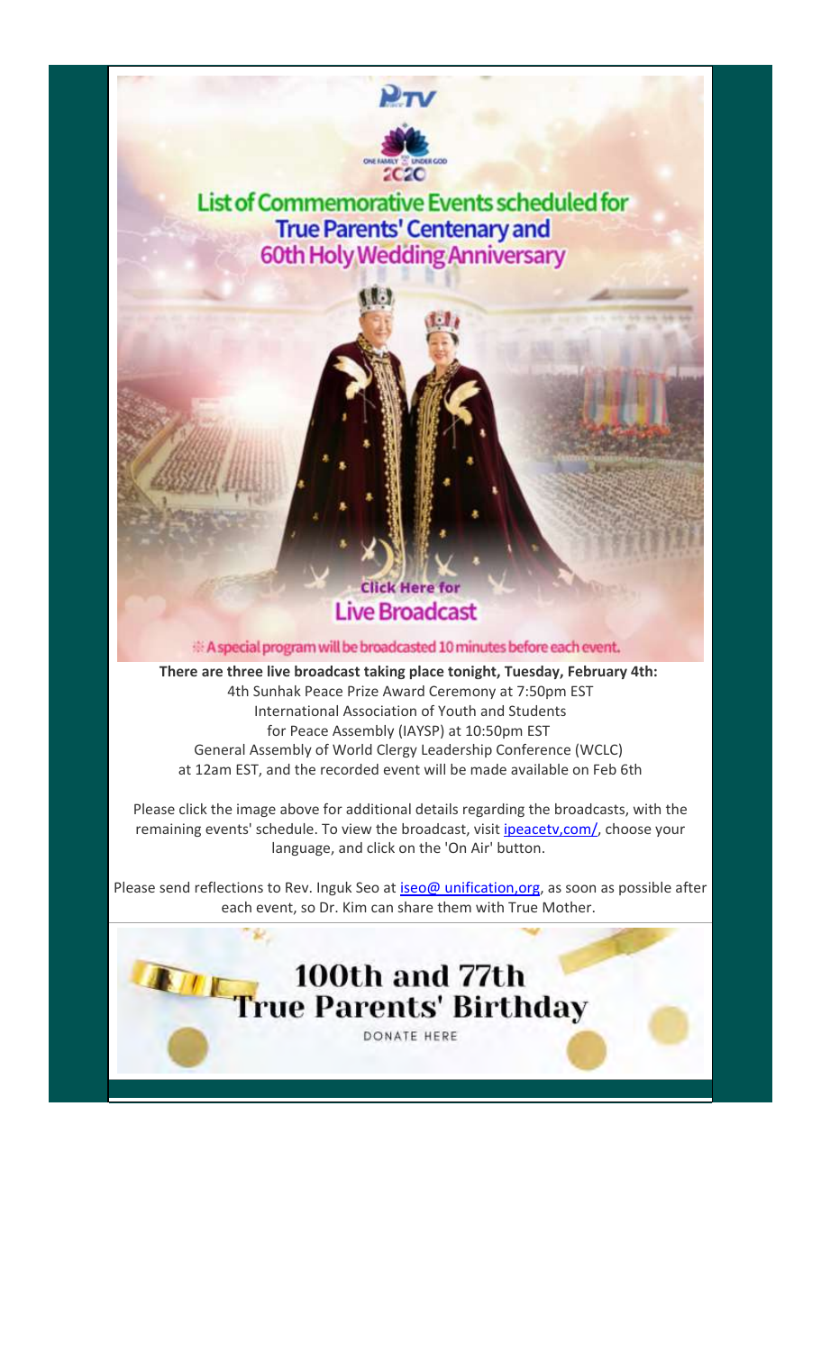PTV

ONE FAMILY UNDER GOD 2020

## List of Commemorative Events scheduled for True Parents' Centenary and 60th Holy Wedding Anniversary

Click Here for **Live Broadcast**

※ A special program will be broadcasted 10 minutes before each event.

**There are three live broadcast taking place tonight, Tuesday, February 4th:**

4th Sunhak Peace Prize Award Ceremony at 7:50pm EST
International Association of Youth and Students
for Peace Assembly (IAYSP) at 10:50pm EST
General Assembly of World Clergy Leadership Conference (WCLC)
at 12am EST, and the recorded event will be made available on Feb 6th

Please click the image above for additional details regarding the broadcasts, with the remaining events' schedule. To view the broadcast, visit ipeacetv,com/, choose your language, and click on the 'On Air' button.

Please send reflections to Rev. Inguk Seo at iseo@ unification,org, as soon as possible after each event, so Dr. Kim can share them with True Mother.

## 100th and 77th True Parents' Birthday

DONATE HERE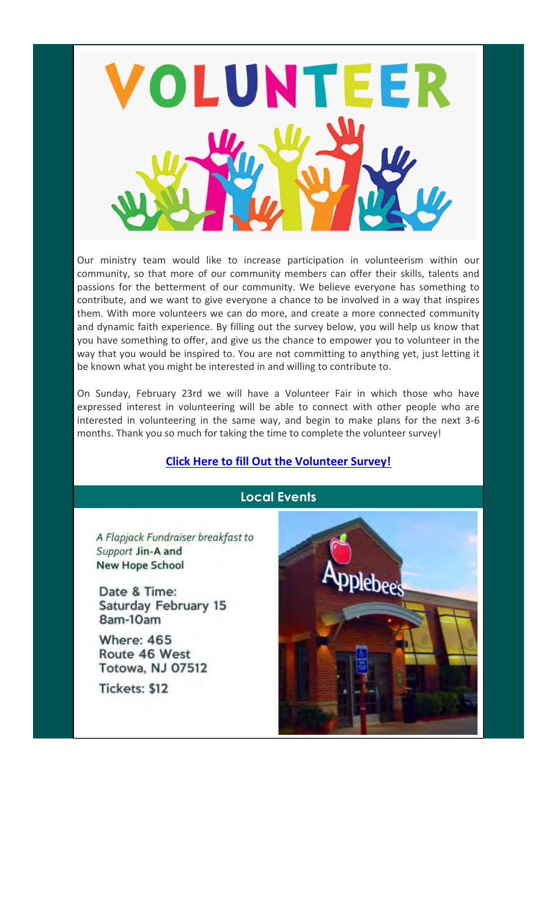# VOLUNTEER

Our ministry team would like to increase participation in volunteerism within our community, so that more of our community members can offer their skills, talents and passions for the betterment of our community. We believe everyone has something to contribute, and we want to give everyone a chance to be involved in a way that inspires them. With more volunteers we can do more, and create a more connected community and dynamic faith experience. By filling out the survey below, you will help us know that you have something to offer, and give us the chance to empower you to volunteer in the way that you would be inspired to. You are not committing to anything yet, just letting it be known what you might be interested in and willing to contribute to.

On Sunday, February 23rd we will have a Volunteer Fair in which those who have expressed interest in volunteering will be able to connect with other people who are interested in volunteering in the same way, and begin to make plans for the next 3-6 months. Thank you so much for taking the time to complete the volunteer survey!

**Click Here to fill Out the Volunteer Survey!**

## Local Events

*A Flapjack Fundraiser breakfast to Support* **Jin-A and New Hope School**

**Date & Time:**
**Saturday February 15**
**8am-10am**

**Where: 465 Route 46 West Totowa, NJ 07512**

**Tickets: $12**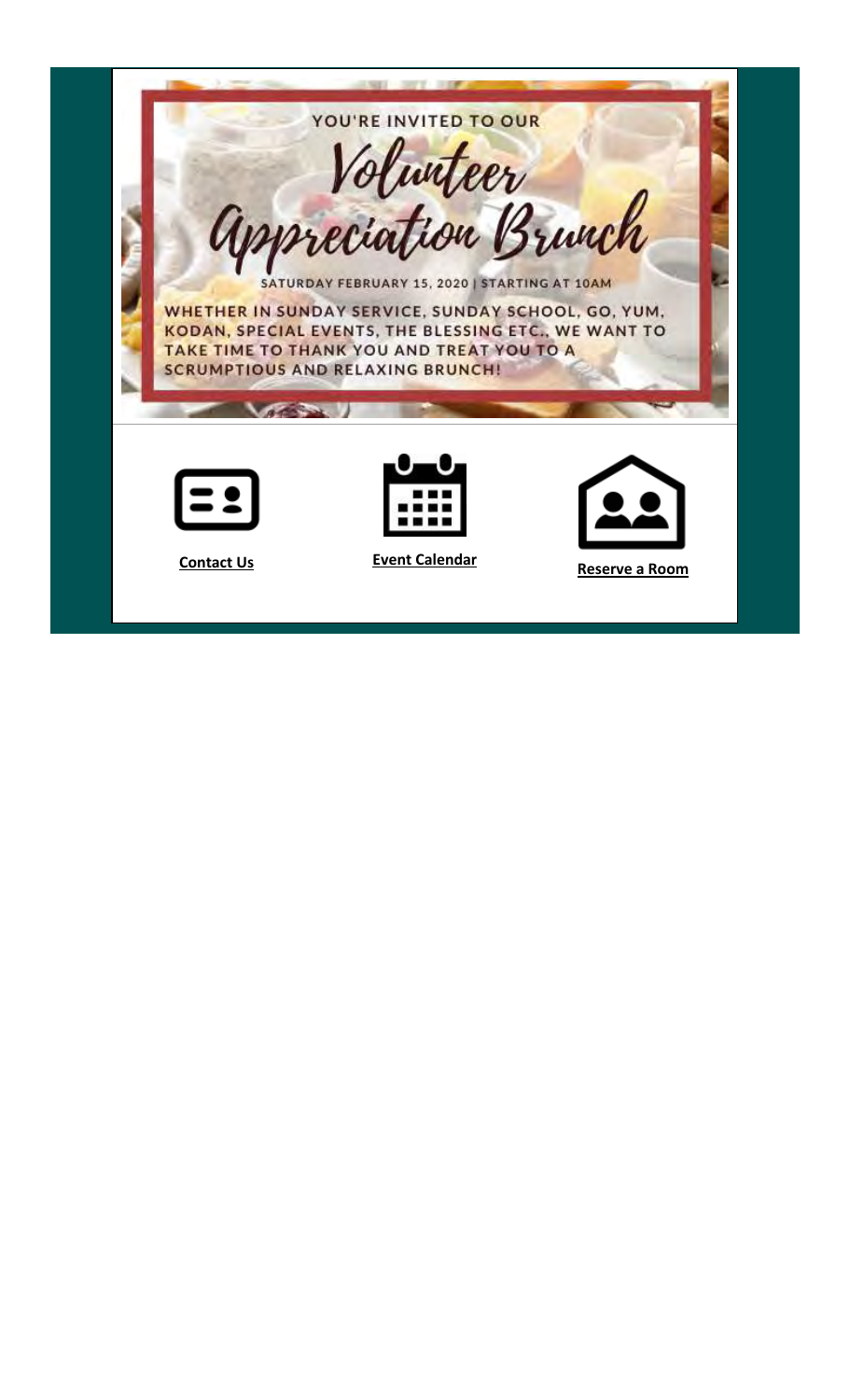YOU'RE INVITED TO OUR

# Volunteer Appreciation Brunch

SATURDAY FEBRUARY 15, 2020 | STARTING AT 10AM

WHETHER IN SUNDAY SERVICE, SUNDAY SCHOOL, GO, YUM, KODAN, SPECIAL EVENTS, THE BLESSING ETC., WE WANT TO TAKE TIME TO THANK YOU AND TREAT YOU TO A SCRUMPTIOUS AND RELAXING BRUNCH!

**Contact Us** | **Event Calendar** | **Reserve a Room**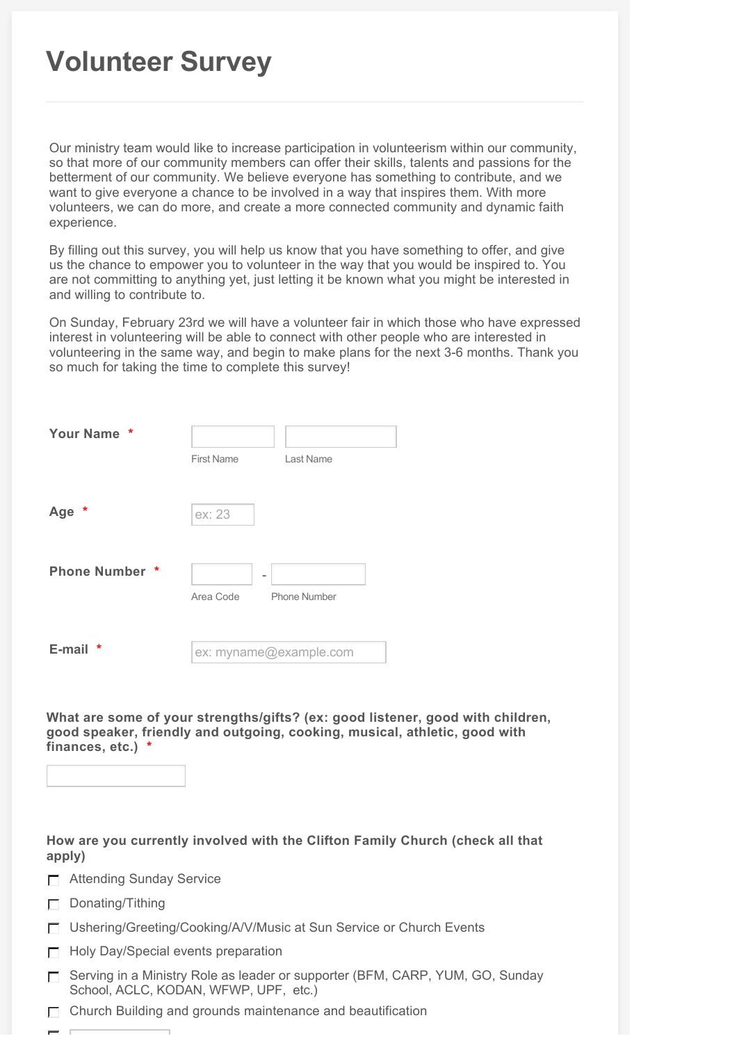# Volunteer Survey

Our ministry team would like to increase participation in volunteerism within our community, so that more of our community members can offer their skills, talents and passions for the betterment of our community. We believe everyone has something to contribute, and we want to give everyone a chance to be involved in a way that inspires them. With more volunteers, we can do more, and create a more connected community and dynamic faith experience.

By filling out this survey, you will help us know that you have something to offer, and give us the chance to empower you to volunteer in the way that you would be inspired to. You are not committing to anything yet, just letting it be known what you might be interested in and willing to contribute to.

On Sunday, February 23rd we will have a volunteer fair in which those who have expressed interest in volunteering will be able to connect with other people who are interested in volunteering in the same way, and begin to make plans for the next 3-6 months. Thank you so much for taking the time to complete this survey!

**Your Name** *

First Name ____ Last Name ____

**Age** *

ex: 23

**Phone Number** *

Area Code ____ - Phone Number ____

**E-mail** *

ex: myname@example.com

**What are some of your strengths/gifts? (ex: good listener, good with children, good speaker, friendly and outgoing, cooking, musical, athletic, good with finances, etc.)** *

____

**How are you currently involved with the Clifton Family Church (check all that apply)**

- ☐ Attending Sunday Service
- ☐ Donating/Tithing
- ☐ Ushering/Greeting/Cooking/A/V/Music at Sun Service or Church Events
- ☐ Holy Day/Special events preparation
- ☐ Serving in a Ministry Role as leader or supporter (BFM, CARP, YUM, GO, Sunday School, ACLC, KODAN, WFWP, UPF, etc.)
- ☐ Church Building and grounds maintenance and beautification
- ☐ ____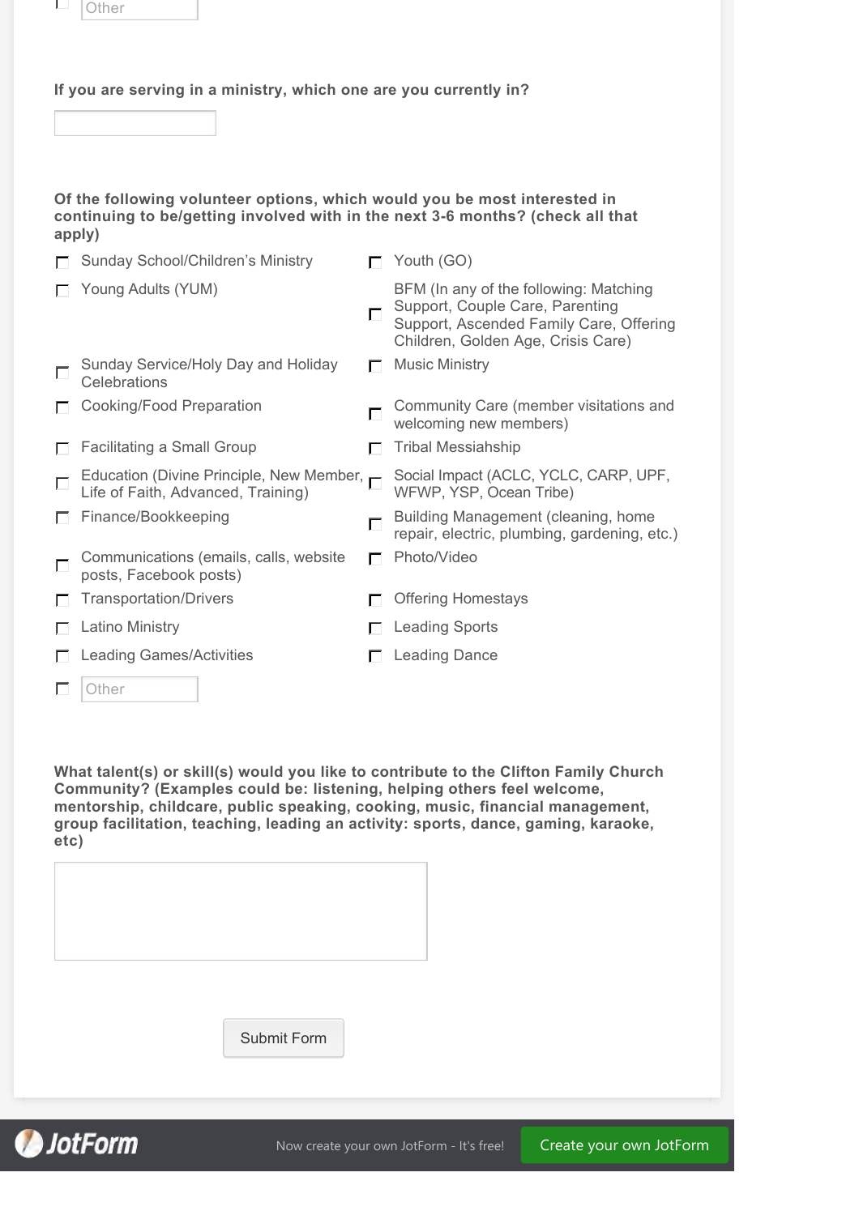- [ ] Other

**If you are serving in a ministry, which one are you currently in?**

**Of the following volunteer options, which would you be most interested in continuing to be/getting involved with in the next 3-6 months? (check all that apply)**

- [ ] Sunday School/Children's Ministry
- [ ] Youth (GO)
- [ ] Young Adults (YUM)
- [ ] BFM (In any of the following: Matching Support, Couple Care, Parenting Support, Ascended Family Care, Offering Children, Golden Age, Crisis Care)
- [ ] Sunday Service/Holy Day and Holiday Celebrations
- [ ] Music Ministry
- [ ] Cooking/Food Preparation
- [ ] Community Care (member visitations and welcoming new members)
- [ ] Facilitating a Small Group
- [ ] Tribal Messiahship
- [ ] Education (Divine Principle, New Member, Life of Faith, Advanced, Training)
- [ ] Social Impact (ACLC, YCLC, CARP, UPF, WFWP, YSP, Ocean Tribe)
- [ ] Finance/Bookkeeping
- [ ] Building Management (cleaning, home repair, electric, plumbing, gardening, etc.)
- [ ] Communications (emails, calls, website posts, Facebook posts)
- [ ] Photo/Video
- [ ] Transportation/Drivers
- [ ] Offering Homestays
- [ ] Latino Ministry
- [ ] Leading Sports
- [ ] Leading Games/Activities
- [ ] Leading Dance
- [ ] Other

**What talent(s) or skill(s) would you like to contribute to the Clifton Family Church Community? (Examples could be: listening, helping others feel welcome, mentorship, childcare, public speaking, cooking, music, financial management, group facilitation, teaching, leading an activity: sports, dance, gaming, karaoke, etc)**

Submit Form

JotForm

Now create your own JotForm - It's free!

Create your own JotForm